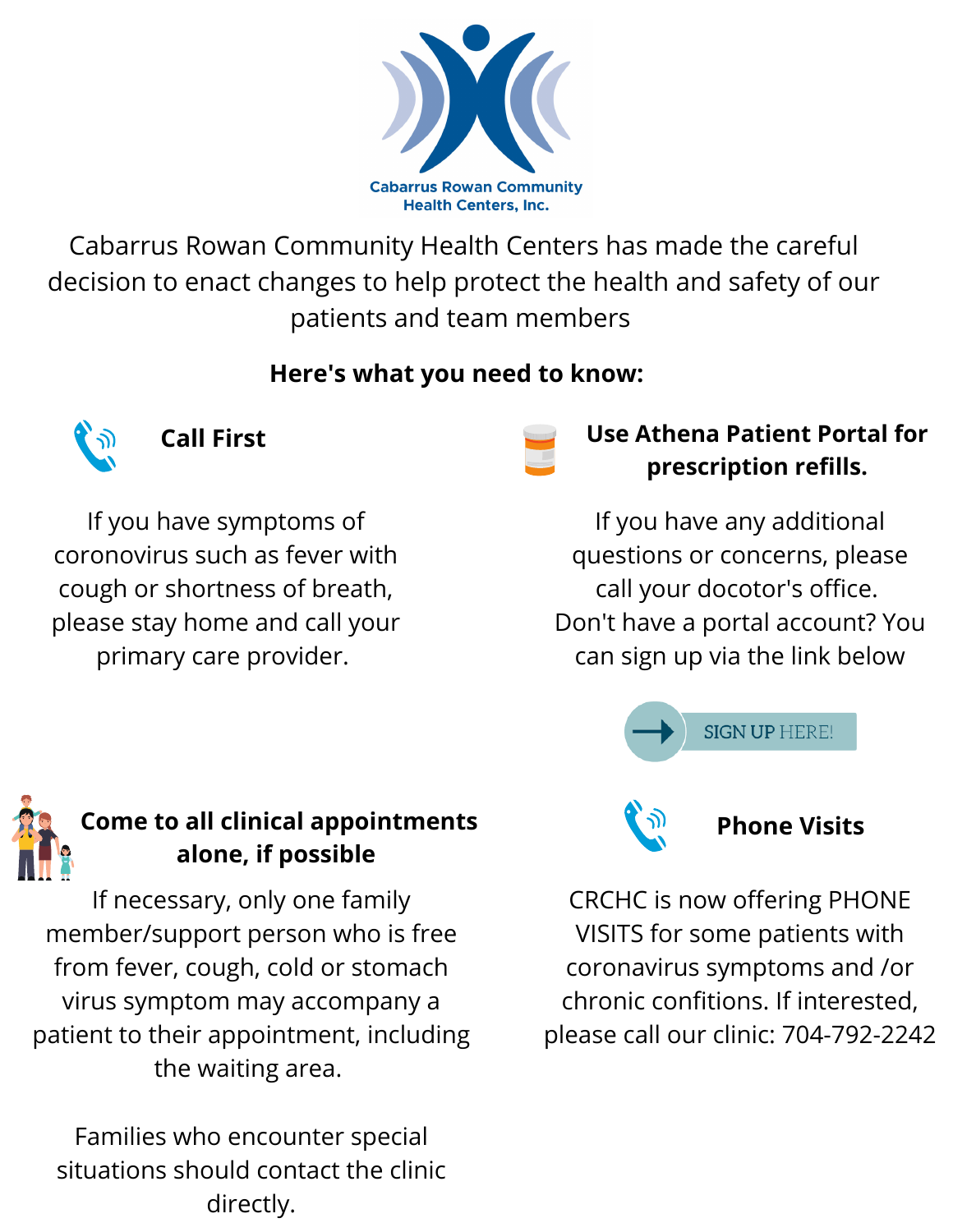Cabarrus Rowan Community Health Centers, Inc.

Cabarrus Rowan Community Health Centers has made the careful decision to enact changes to help protect the health and safety of our patients and team members

**Here's what you need to know:**

### Call First

If you have symptoms of coronovirus such as fever with cough or shortness of breath, please stay home and call your primary care provider.

### Use Athena Patient Portal for prescription refills.

If you have any additional questions or concerns, please call your docotor's office. Don't have a portal account? You can sign up via the link below

SIGN UP HERE!

### Come to all clinical appointments alone, if possible

If necessary, only one family member/support person who is free from fever, cough, cold or stomach virus symptom may accompany a patient to their appointment, including the waiting area.

Families who encounter special situations should contact the clinic directly.

### Phone Visits

CRCHC is now offering PHONE VISITS for some patients with coronavirus symptoms and /or chronic confitions. If interested, please call our clinic: 704-792-2242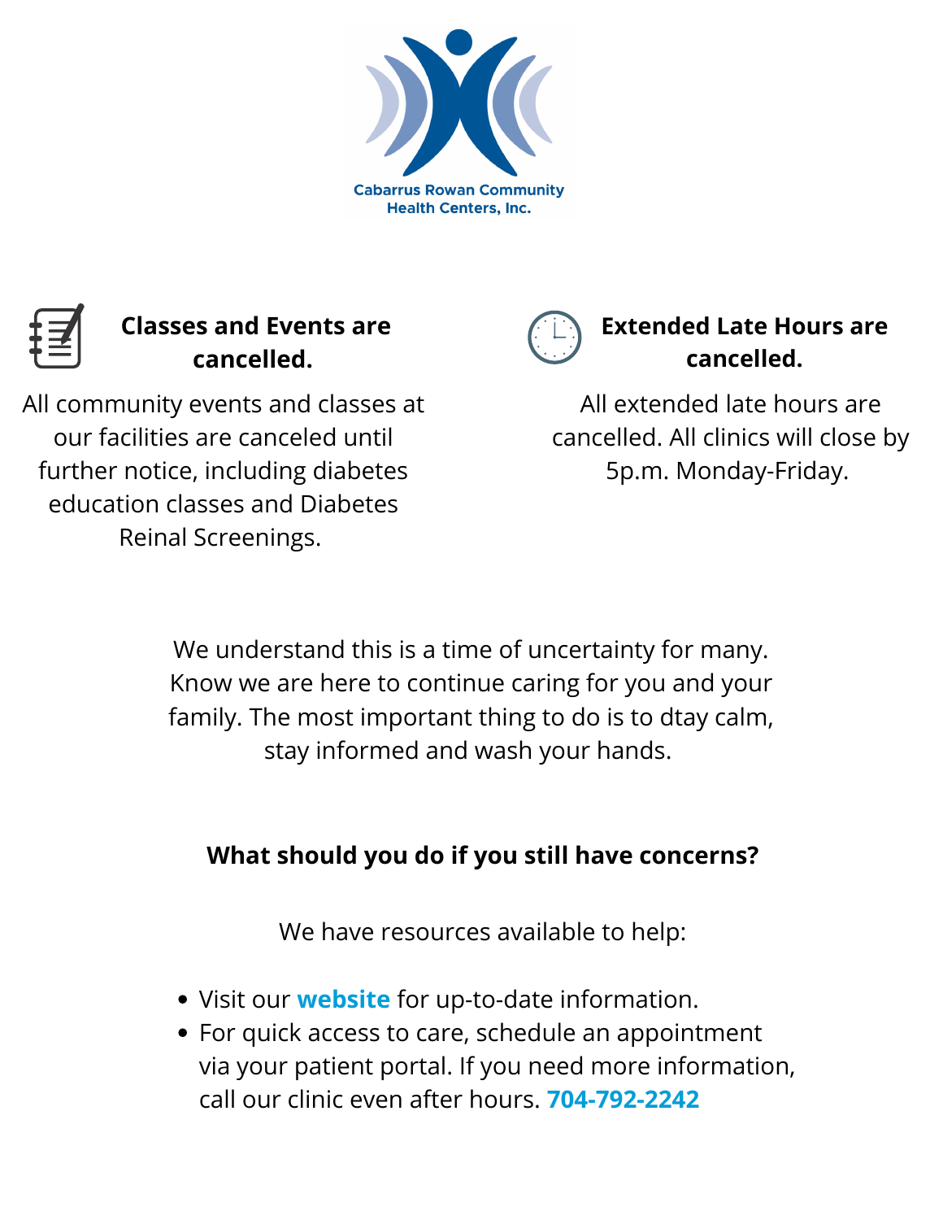Cabarrus Rowan Community Health Centers, Inc.

### Classes and Events are cancelled.

All community events and classes at our facilities are canceled until further notice, including diabetes education classes and Diabetes Reinal Screenings.

### Extended Late Hours are cancelled.

All extended late hours are cancelled. All clinics will close by 5p.m. Monday-Friday.

We understand this is a time of uncertainty for many. Know we are here to continue caring for you and your family. The most important thing to do is to dtay calm, stay informed and wash your hands.

### What should you do if you still have concerns?

We have resources available to help:

- Visit our **website** for up-to-date information.
- For quick access to care, schedule an appointment via your patient portal. If you need more information, call our clinic even after hours. **704-792-2242**